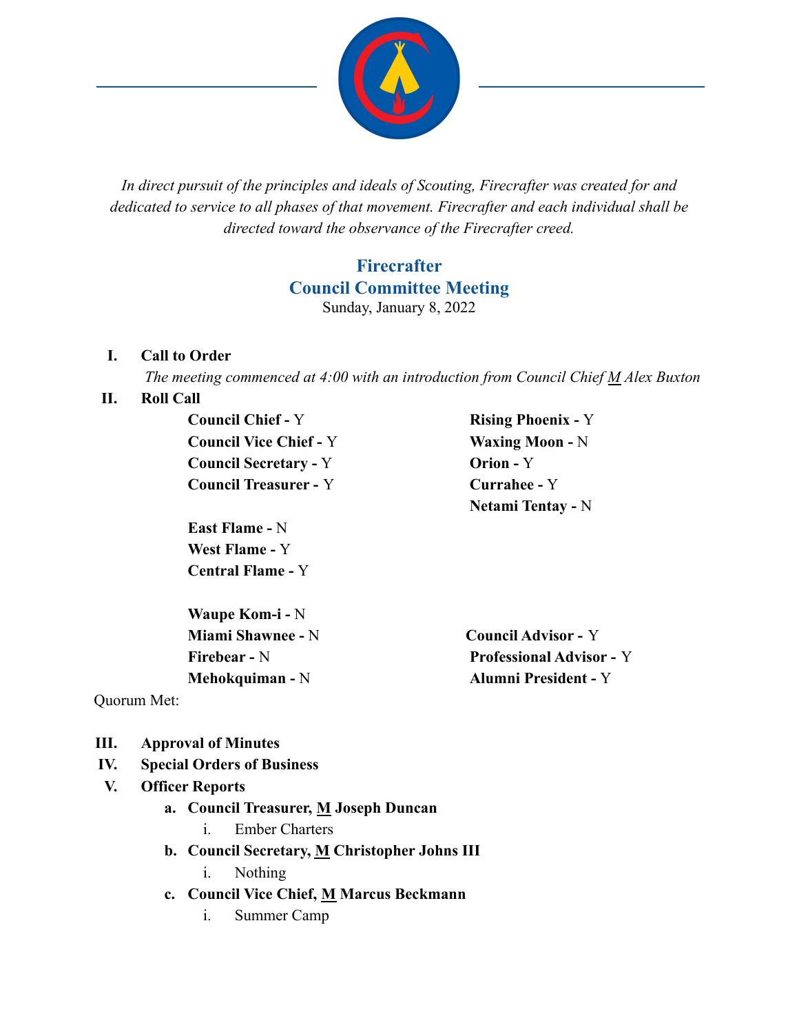*In direct pursuit of the principles and ideals of Scouting, Firecrafter was created for and dedicated to service to all phases of that movement. Firecrafter and each individual shall be directed toward the observance of the Firecrafter creed.*

## Firecrafter
## Council Committee Meeting

Sunday, January 8, 2022

**I. Call to Order**

*The meeting commenced at 4:00 with an introduction from Council Chief M Alex Buxton*

**II. Roll Call**

**Council Chief -** Y
**Council Vice Chief -** Y
**Council Secretary -** Y
**Council Treasurer -** Y

**Rising Phoenix -** Y
**Waxing Moon -** N
**Orion -** Y
**Currahee -** Y
**Netami Tentay -** N

**East Flame -** N
**West Flame -** Y
**Central Flame -** Y

**Waupe Kom-i -** N
**Miami Shawnee -** N
**Firebear -** N
**Mehokquiman -** N

**Council Advisor -** Y
**Professional Advisor -** Y
**Alumni President -** Y

Quorum Met:

**III. Approval of Minutes**

**IV. Special Orders of Business**

**V. Officer Reports**

a. **Council Treasurer, M Joseph Duncan**
   i. Ember Charters
b. **Council Secretary, M Christopher Johns III**
   i. Nothing
c. **Council Vice Chief, M Marcus Beckmann**
   i. Summer Camp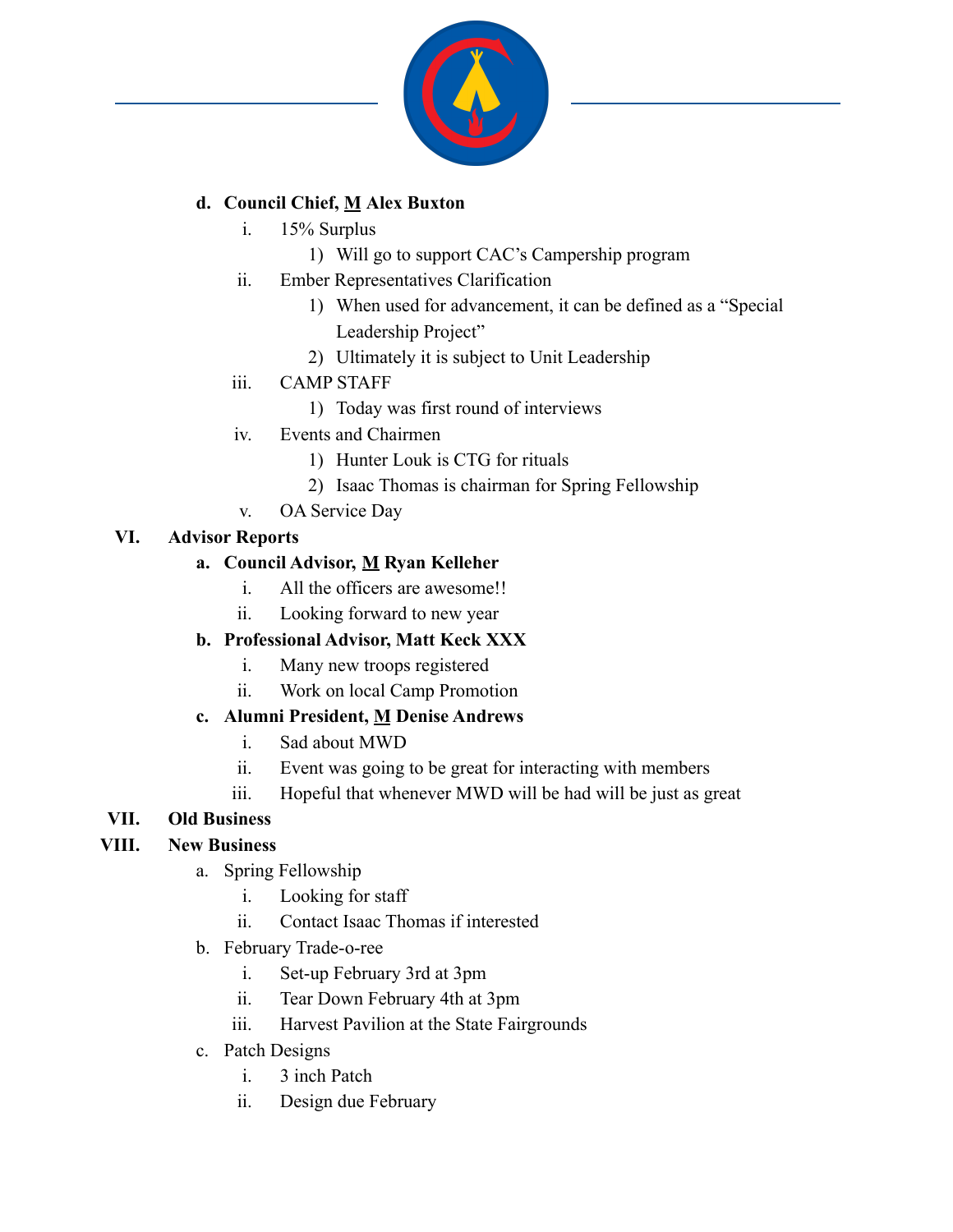- **d. Council Chief, <u>M</u> Alex Buxton**
  - i. 15% Surplus
    - 1) Will go to support CAC's Campership program
  - ii. Ember Representatives Clarification
    - 1) When used for advancement, it can be defined as a "Special Leadership Project"
    - 2) Ultimately it is subject to Unit Leadership
  - iii. CAMP STAFF
    - 1) Today was first round of interviews
  - iv. Events and Chairmen
    - 1) Hunter Louk is CTG for rituals
    - 2) Isaac Thomas is chairman for Spring Fellowship
  - v. OA Service Day

**VI. Advisor Reports**

- **a. Council Advisor, <u>M</u> Ryan Kelleher**
  - i. All the officers are awesome!!
  - ii. Looking forward to new year
- **b. Professional Advisor, Matt Keck XXX**
  - i. Many new troops registered
  - ii. Work on local Camp Promotion
- **c. Alumni President, <u>M</u> Denise Andrews**
  - i. Sad about MWD
  - ii. Event was going to be great for interacting with members
  - iii. Hopeful that whenever MWD will be had will be just as great

**VII. Old Business**

**VIII. New Business**

- a. Spring Fellowship
  - i. Looking for staff
  - ii. Contact Isaac Thomas if interested
- b. February Trade-o-ree
  - i. Set-up February 3rd at 3pm
  - ii. Tear Down February 4th at 3pm
  - iii. Harvest Pavilion at the State Fairgrounds
- c. Patch Designs
  - i. 3 inch Patch
  - ii. Design due February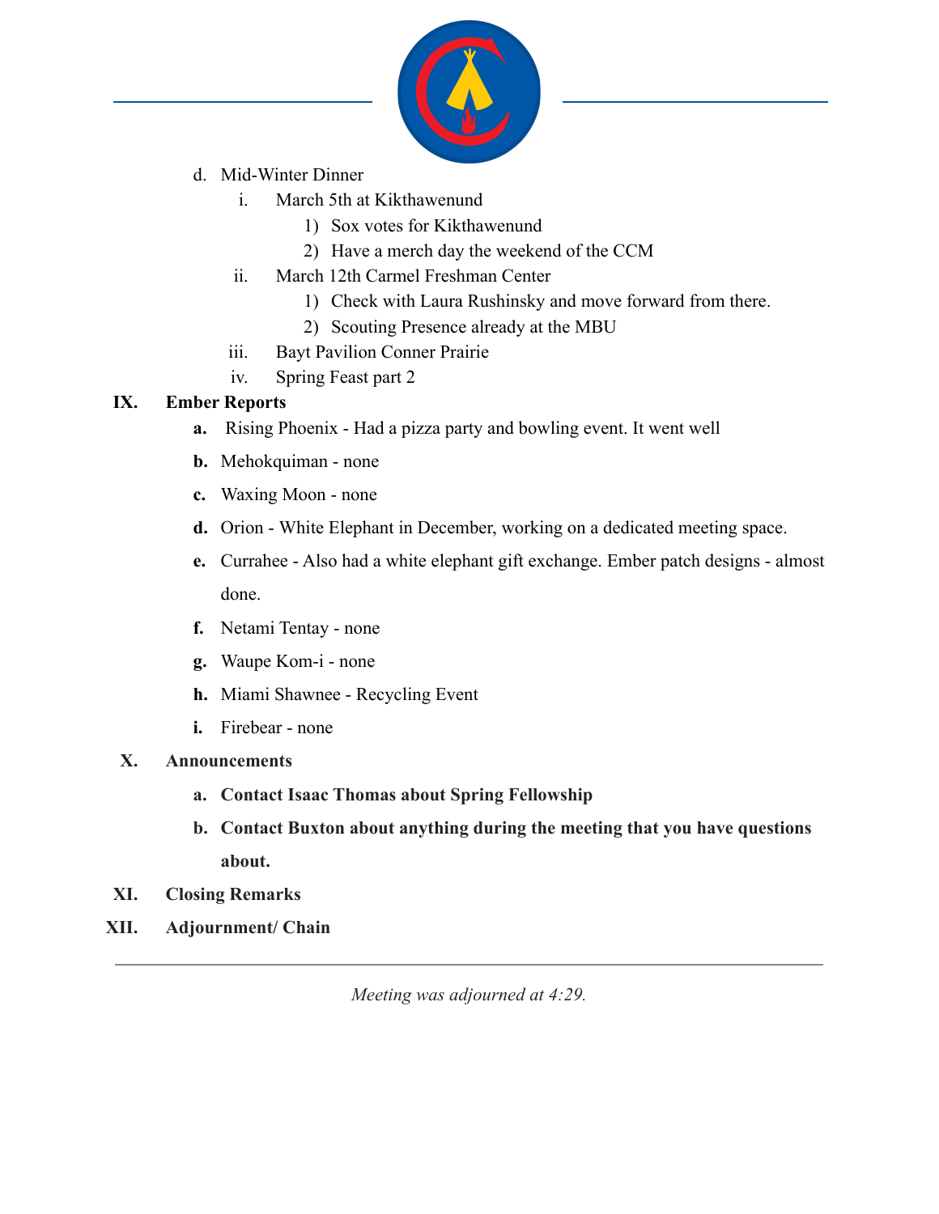d. Mid-Winter Dinner
   i. March 5th at Kikthawenund
      1) Sox votes for Kikthawenund
      2) Have a merch day the weekend of the CCM
   ii. March 12th Carmel Freshman Center
      1) Check with Laura Rushinsky and move forward from there.
      2) Scouting Presence already at the MBU
   iii. Bayt Pavilion Conner Prairie
   iv. Spring Feast part 2

**IX. Ember Reports**

- **a.** Rising Phoenix - Had a pizza party and bowling event. It went well
- **b.** Mehokquiman - none
- **c.** Waxing Moon - none
- **d.** Orion - White Elephant in December, working on a dedicated meeting space.
- **e.** Currahee - Also had a white elephant gift exchange. Ember patch designs - almost done.
- **f.** Netami Tentay - none
- **g.** Waupe Kom-i - none
- **h.** Miami Shawnee - Recycling Event
- **i.** Firebear - none

**X. Announcements**

- **a. Contact Isaac Thomas about Spring Fellowship**
- **b. Contact Buxton about anything during the meeting that you have questions about.**

**XI. Closing Remarks**

**XII. Adjournment/ Chain**

---

*Meeting was adjourned at 4:29.*